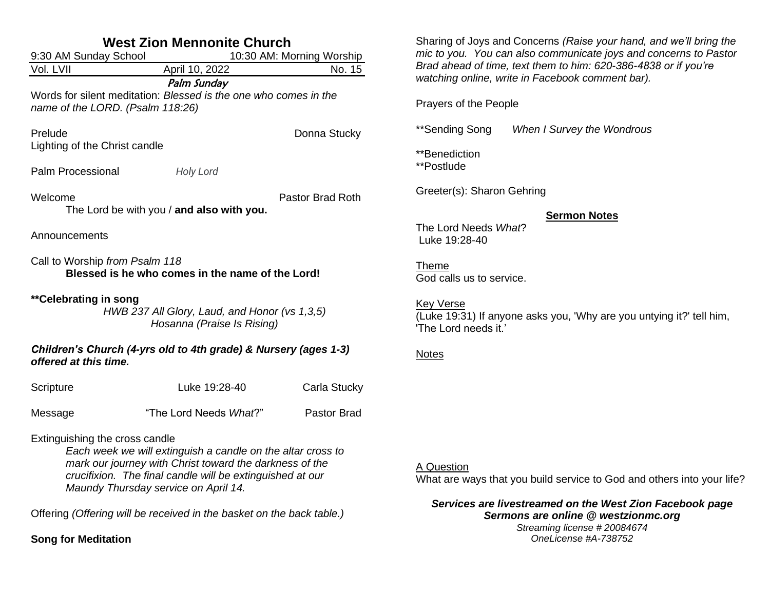# West Zion Mennonite Church

9:30 AM Sunday School — 10:30 AM: Morning Worship

Vol. LVII — April 10, 2022 — No. 15

*Palm Sunday*

Words for silent meditation: *Blessed is the one who comes in the name of the LORD. (Psalm 118:26)*

Prelude — Donna Stucky

Lighting of the Christ candle

Palm Processional — *Holy Lord*

Welcome — Pastor Brad Roth

The Lord be with you / **and also with you.**

Announcements

Call to Worship *from Psalm 118*

**Blessed is he who comes in the name of the Lord!**

**\*\*Celebrating in song**

*HWB 237 All Glory, Laud, and Honor (vs 1,3,5)*

*Hosanna (Praise Is Rising)*

***Children's Church (4-yrs old to 4th grade) & Nursery (ages 1-3) offered at this time.***

Scripture — Luke 19:28-40 — Carla Stucky

Message — "The Lord Needs *What*?" — Pastor Brad

Extinguishing the cross candle

*Each week we will extinguish a candle on the altar cross to mark our journey with Christ toward the darkness of the crucifixion. The final candle will be extinguished at our Maundy Thursday service on April 14.*

Offering *(Offering will be received in the basket on the back table.)*

**Song for Meditation**

Sharing of Joys and Concerns *(Raise your hand, and we'll bring the mic to you. You can also communicate joys and concerns to Pastor Brad ahead of time, text them to him: 620-386-4838 or if you're watching online, write in Facebook comment bar).*

Prayers of the People

\*\*Sending Song — *When I Survey the Wondrous*

\*\*Benediction

\*\*Postlude

Greeter(s): Sharon Gehring

## Sermon Notes

The Lord Needs *What*?
Luke 19:28-40

Theme
God calls us to service.

Key Verse
(Luke 19:31) If anyone asks you, 'Why are you untying it?' tell him, 'The Lord needs it.'

Notes

A Question
What are ways that you build service to God and others into your life?

***Services are livestreamed on the West Zion Facebook page***
***Sermons are online @ westzionmc.org***
*Streaming license # 20084674*
*OneLicense #A-738752*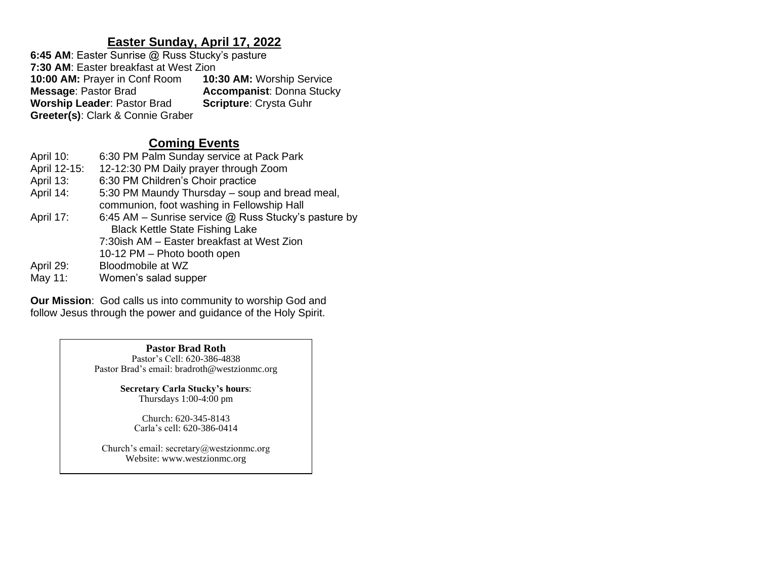## Easter Sunday, April 17, 2022

**6:45 AM**: Easter Sunrise @ Russ Stucky's pasture
**7:30 AM**: Easter breakfast at West Zion
**10:00 AM:** Prayer in Conf Room **10:30 AM:** Worship Service
**Message**: Pastor Brad **Accompanist**: Donna Stucky
**Worship Leader**: Pastor Brad **Scripture**: Crysta Guhr
**Greeter(s)**: Clark & Connie Graber

## Coming Events

| | |
|---|---|
| April 10: | 6:30 PM Palm Sunday service at Pack Park |
| April 12-15: | 12-12:30 PM Daily prayer through Zoom |
| April 13: | 6:30 PM Children's Choir practice |
| April 14: | 5:30 PM Maundy Thursday – soup and bread meal, communion, foot washing in Fellowship Hall |
| April 17: | 6:45 AM – Sunrise service @ Russ Stucky's pasture by Black Kettle State Fishing Lake<br>7:30ish AM – Easter breakfast at West Zion<br>10-12 PM – Photo booth open |
| April 29: | Bloodmobile at WZ |
| May 11: | Women's salad supper |

**Our Mission**: God calls us into community to worship God and follow Jesus through the power and guidance of the Holy Spirit.

**Pastor Brad Roth**
Pastor's Cell: 620-386-4838
Pastor Brad's email: bradroth@westzionmc.org

**Secretary Carla Stucky's hours**:
Thursdays 1:00-4:00 pm

Church: 620-345-8143
Carla's cell: 620-386-0414

Church's email: secretary@westzionmc.org
Website: www.westzionmc.org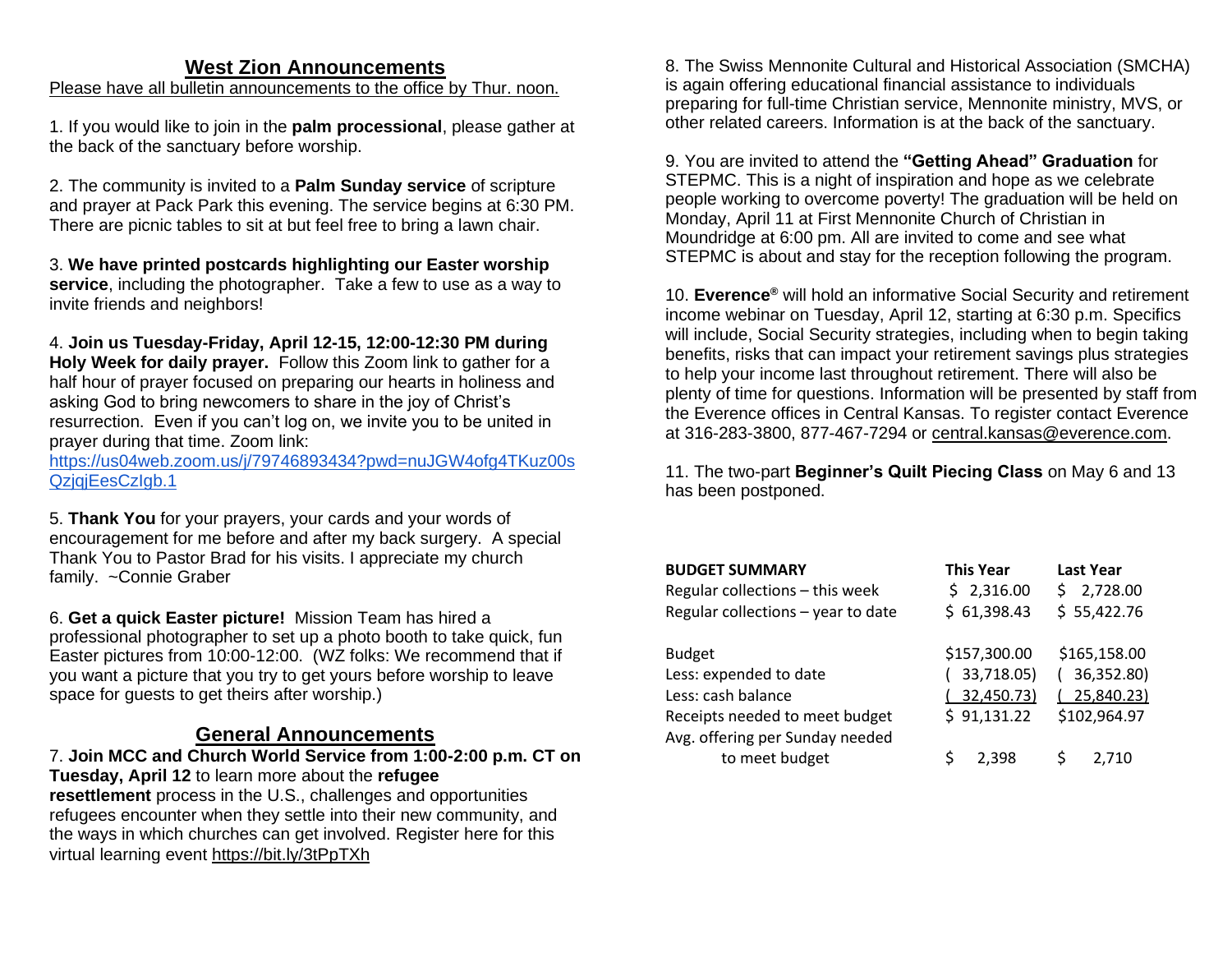## West Zion Announcements

Please have all bulletin announcements to the office by Thur. noon.

1. If you would like to join in the **palm processional**, please gather at the back of the sanctuary before worship.

2. The community is invited to a **Palm Sunday service** of scripture and prayer at Pack Park this evening. The service begins at 6:30 PM. There are picnic tables to sit at but feel free to bring a lawn chair.

3. **We have printed postcards highlighting our Easter worship service**, including the photographer. Take a few to use as a way to invite friends and neighbors!

4. **Join us Tuesday-Friday, April 12-15, 12:00-12:30 PM during Holy Week for daily prayer.** Follow this Zoom link to gather for a half hour of prayer focused on preparing our hearts in holiness and asking God to bring newcomers to share in the joy of Christ's resurrection. Even if you can't log on, we invite you to be united in prayer during that time. Zoom link: https://us04web.zoom.us/j/79746893434?pwd=nuJGW4ofg4TKuz00sQzjqjEesCzIgb.1

5. **Thank You** for your prayers, your cards and your words of encouragement for me before and after my back surgery. A special Thank You to Pastor Brad for his visits. I appreciate my church family. ~Connie Graber

6. **Get a quick Easter picture!** Mission Team has hired a professional photographer to set up a photo booth to take quick, fun Easter pictures from 10:00-12:00. (WZ folks: We recommend that if you want a picture that you try to get yours before worship to leave space for guests to get theirs after worship.)

## General Announcements

7. **Join MCC and Church World Service from 1:00-2:00 p.m. CT on Tuesday, April 12** to learn more about the **refugee resettlement** process in the U.S., challenges and opportunities refugees encounter when they settle into their new community, and the ways in which churches can get involved. Register here for this virtual learning event https://bit.ly/3tPpTXh

8. The Swiss Mennonite Cultural and Historical Association (SMCHA) is again offering educational financial assistance to individuals preparing for full-time Christian service, Mennonite ministry, MVS, or other related careers. Information is at the back of the sanctuary.

9. You are invited to attend the **"Getting Ahead" Graduation** for STEPMC. This is a night of inspiration and hope as we celebrate people working to overcome poverty! The graduation will be held on Monday, April 11 at First Mennonite Church of Christian in Moundridge at 6:00 pm. All are invited to come and see what STEPMC is about and stay for the reception following the program.

10. **Everence®** will hold an informative Social Security and retirement income webinar on Tuesday, April 12, starting at 6:30 p.m. Specifics will include, Social Security strategies, including when to begin taking benefits, risks that can impact your retirement savings plus strategies to help your income last throughout retirement. There will also be plenty of time for questions. Information will be presented by staff from the Everence offices in Central Kansas. To register contact Everence at 316-283-3800, 877-467-7294 or central.kansas@everence.com.

11. The two-part **Beginner's Quilt Piecing Class** on May 6 and 13 has been postponed.

| **BUDGET SUMMARY** | **This Year** | **Last Year** |
|---|---|---|
| Regular collections – this week | $ 2,316.00 | $ 2,728.00 |
| Regular collections – year to date | $ 61,398.43 | $ 55,422.76 |
| Budget | $157,300.00 | $165,158.00 |
| Less: expended to date | ( 33,718.05) | ( 36,352.80) |
| Less: cash balance | ( 32,450.73) | ( 25,840.23) |
| Receipts needed to meet budget | $ 91,131.22 | $102,964.97 |
| Avg. offering per Sunday needed to meet budget | $ 2,398 | $ 2,710 |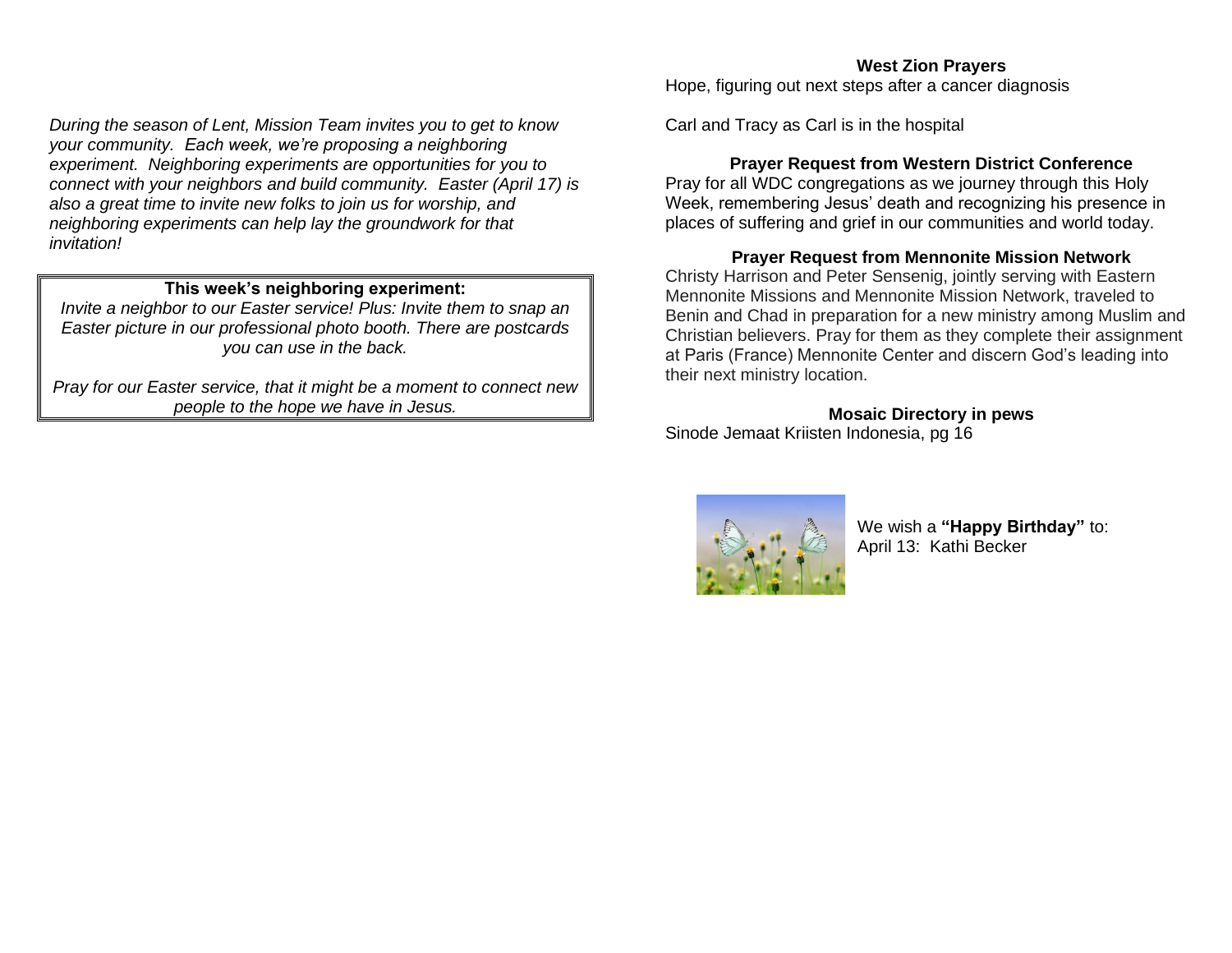*During the season of Lent, Mission Team invites you to get to know your community. Each week, we're proposing a neighboring experiment. Neighboring experiments are opportunities for you to connect with your neighbors and build community. Easter (April 17) is also a great time to invite new folks to join us for worship, and neighboring experiments can help lay the groundwork for that invitation!*

**This week's neighboring experiment:**

*Invite a neighbor to our Easter service! Plus: Invite them to snap an Easter picture in our professional photo booth. There are postcards you can use in the back.*

*Pray for our Easter service, that it might be a moment to connect new people to the hope we have in Jesus.*

**West Zion Prayers**

Hope, figuring out next steps after a cancer diagnosis

Carl and Tracy as Carl is in the hospital

**Prayer Request from Western District Conference**

Pray for all WDC congregations as we journey through this Holy Week, remembering Jesus' death and recognizing his presence in places of suffering and grief in our communities and world today.

**Prayer Request from Mennonite Mission Network**

Christy Harrison and Peter Sensenig, jointly serving with Eastern Mennonite Missions and Mennonite Mission Network, traveled to Benin and Chad in preparation for a new ministry among Muslim and Christian believers. Pray for them as they complete their assignment at Paris (France) Mennonite Center and discern God's leading into their next ministry location.

**Mosaic Directory in pews**

Sinode Jemaat Kriisten Indonesia, pg 16

We wish a **"Happy Birthday"** to:
April 13: Kathi Becker